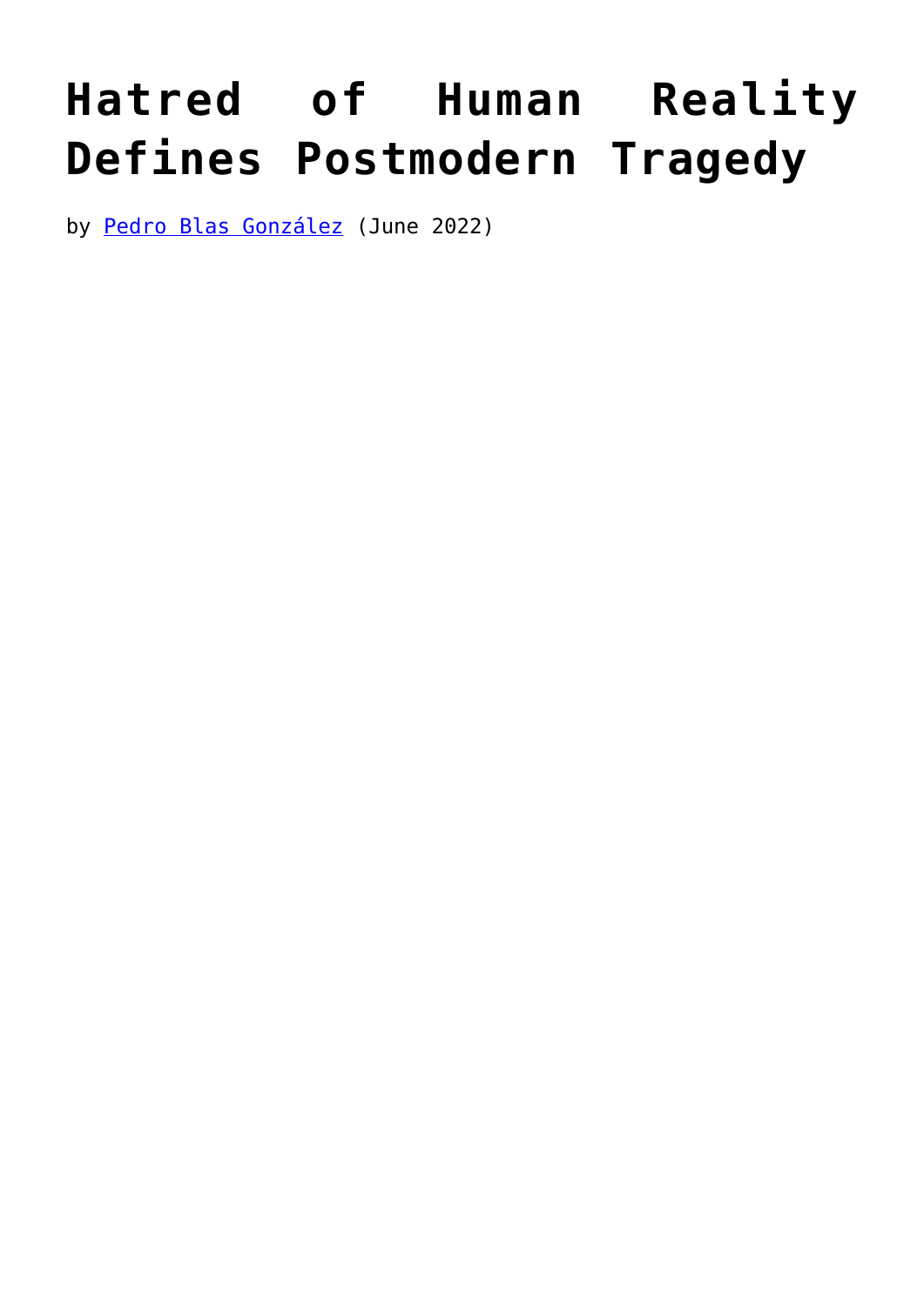# Hatred of Human Reality Defines Postmodern Tragedy

by Pedro Blas González (June 2022)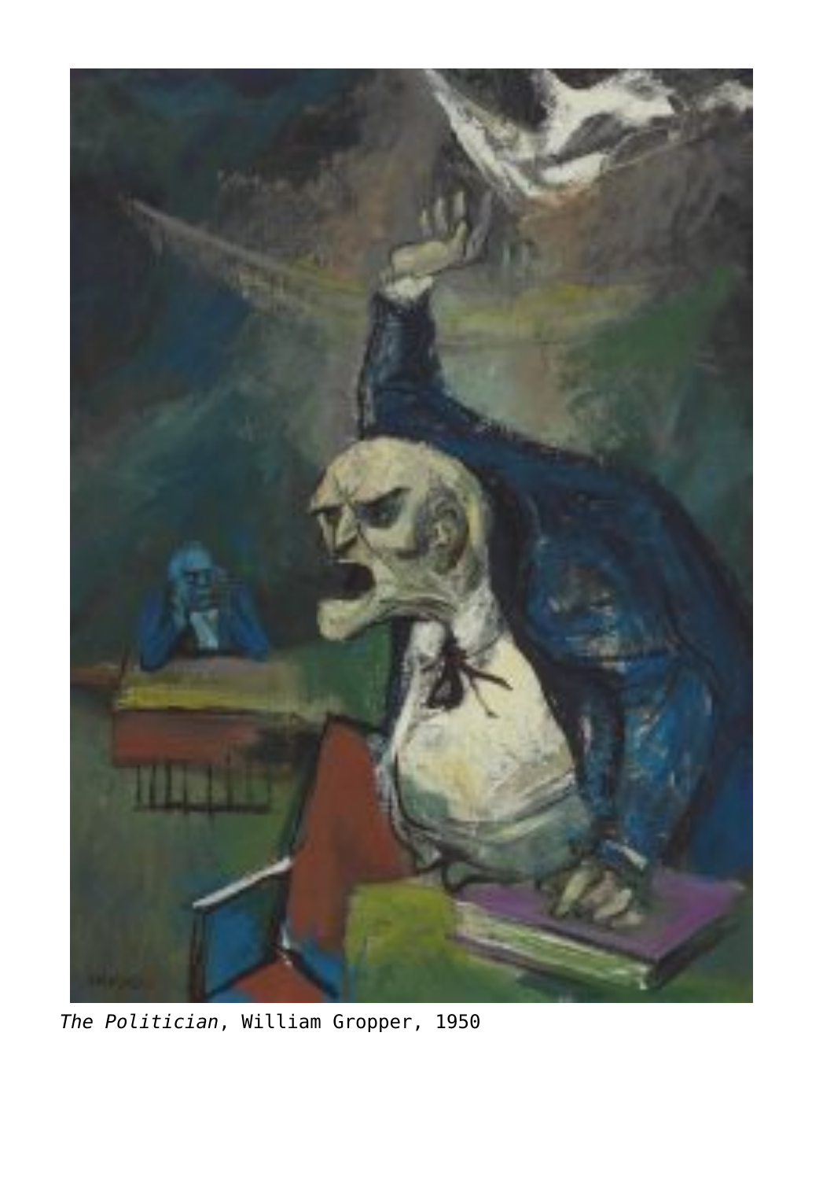*The Politician*, William Gropper, 1950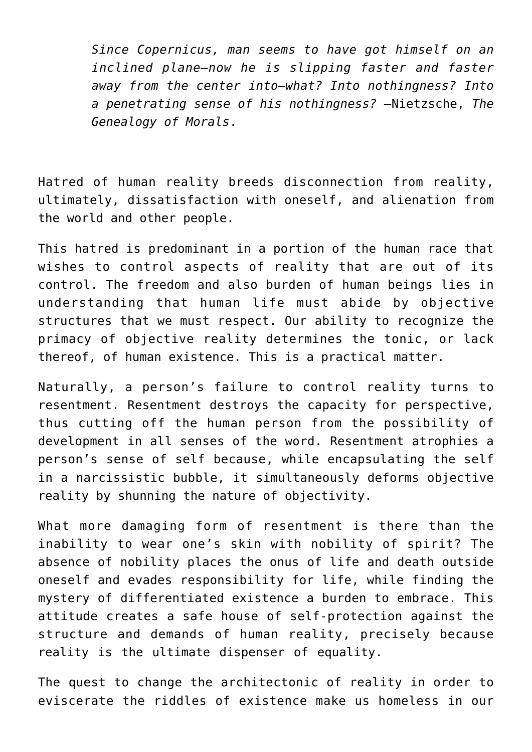> *Since Copernicus, man seems to have got himself on an inclined plane—now he is slipping faster and faster away from the center into—what? Into nothingness? Into a penetrating sense of his nothingness?* —Nietzsche, *The Genealogy of Morals*.

Hatred of human reality breeds disconnection from reality, ultimately, dissatisfaction with oneself, and alienation from the world and other people.

This hatred is predominant in a portion of the human race that wishes to control aspects of reality that are out of its control. The freedom and also burden of human beings lies in understanding that human life must abide by objective structures that we must respect. Our ability to recognize the primacy of objective reality determines the tonic, or lack thereof, of human existence. This is a practical matter.

Naturally, a person's failure to control reality turns to resentment. Resentment destroys the capacity for perspective, thus cutting off the human person from the possibility of development in all senses of the word. Resentment atrophies a person's sense of self because, while encapsulating the self in a narcissistic bubble, it simultaneously deforms objective reality by shunning the nature of objectivity.

What more damaging form of resentment is there than the inability to wear one's skin with nobility of spirit? The absence of nobility places the onus of life and death outside oneself and evades responsibility for life, while finding the mystery of differentiated existence a burden to embrace. This attitude creates a safe house of self-protection against the structure and demands of human reality, precisely because reality is the ultimate dispenser of equality.

The quest to change the architectonic of reality in order to eviscerate the riddles of existence make us homeless in our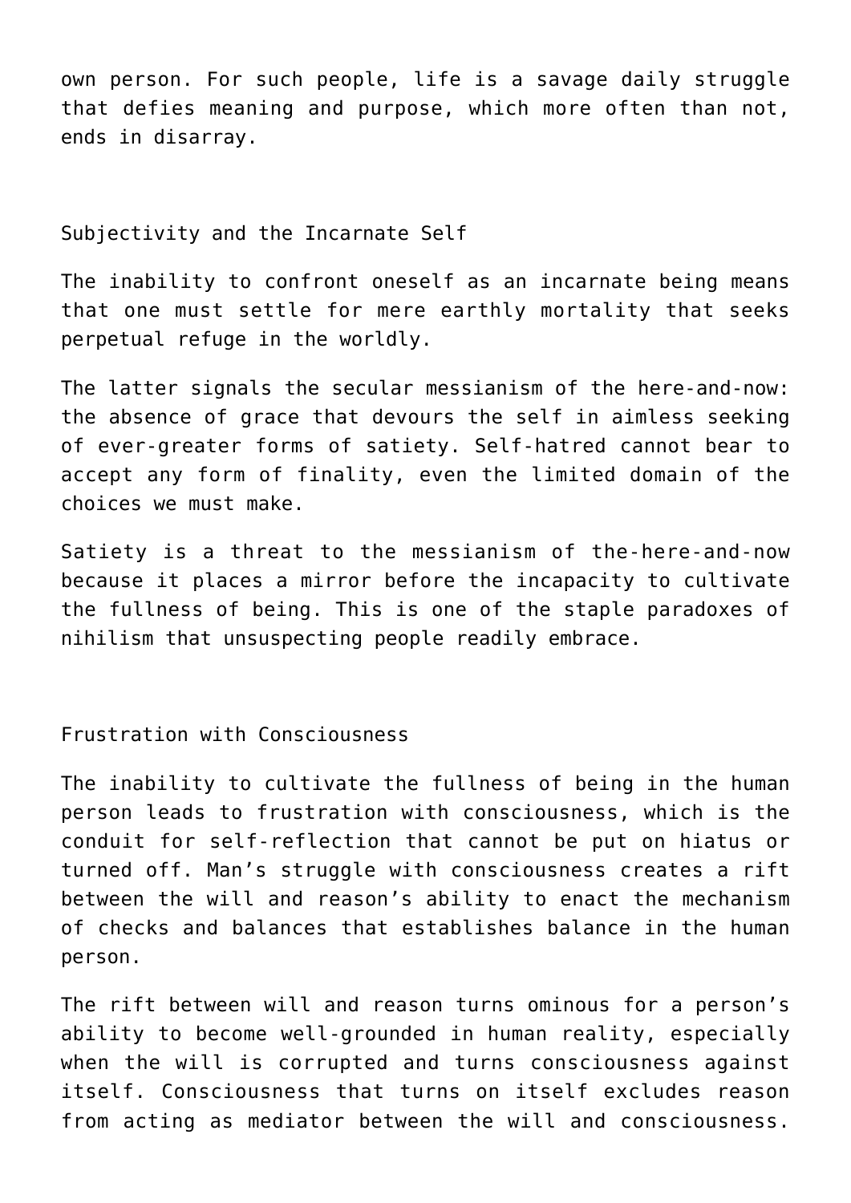own person. For such people, life is a savage daily struggle that defies meaning and purpose, which more often than not, ends in disarray.

## Subjectivity and the Incarnate Self

The inability to confront oneself as an incarnate being means that one must settle for mere earthly mortality that seeks perpetual refuge in the worldly.

The latter signals the secular messianism of the here-and-now: the absence of grace that devours the self in aimless seeking of ever-greater forms of satiety. Self-hatred cannot bear to accept any form of finality, even the limited domain of the choices we must make.

Satiety is a threat to the messianism of the-here-and-now because it places a mirror before the incapacity to cultivate the fullness of being. This is one of the staple paradoxes of nihilism that unsuspecting people readily embrace.

## Frustration with Consciousness

The inability to cultivate the fullness of being in the human person leads to frustration with consciousness, which is the conduit for self-reflection that cannot be put on hiatus or turned off. Man's struggle with consciousness creates a rift between the will and reason's ability to enact the mechanism of checks and balances that establishes balance in the human person.

The rift between will and reason turns ominous for a person's ability to become well-grounded in human reality, especially when the will is corrupted and turns consciousness against itself. Consciousness that turns on itself excludes reason from acting as mediator between the will and consciousness.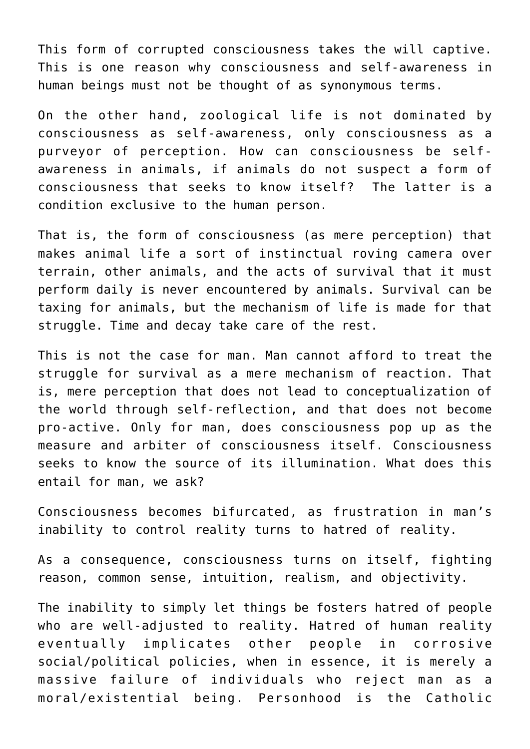This form of corrupted consciousness takes the will captive. This is one reason why consciousness and self-awareness in human beings must not be thought of as synonymous terms.

On the other hand, zoological life is not dominated by consciousness as self-awareness, only consciousness as a purveyor of perception. How can consciousness be self-awareness in animals, if animals do not suspect a form of consciousness that seeks to know itself? The latter is a condition exclusive to the human person.

That is, the form of consciousness (as mere perception) that makes animal life a sort of instinctual roving camera over terrain, other animals, and the acts of survival that it must perform daily is never encountered by animals. Survival can be taxing for animals, but the mechanism of life is made for that struggle. Time and decay take care of the rest.

This is not the case for man. Man cannot afford to treat the struggle for survival as a mere mechanism of reaction. That is, mere perception that does not lead to conceptualization of the world through self-reflection, and that does not become pro-active. Only for man, does consciousness pop up as the measure and arbiter of consciousness itself. Consciousness seeks to know the source of its illumination. What does this entail for man, we ask?

Consciousness becomes bifurcated, as frustration in man's inability to control reality turns to hatred of reality.

As a consequence, consciousness turns on itself, fighting reason, common sense, intuition, realism, and objectivity.

The inability to simply let things be fosters hatred of people who are well-adjusted to reality. Hatred of human reality eventually implicates other people in corrosive social/political policies, when in essence, it is merely a massive failure of individuals who reject man as a moral/existential being. Personhood is the Catholic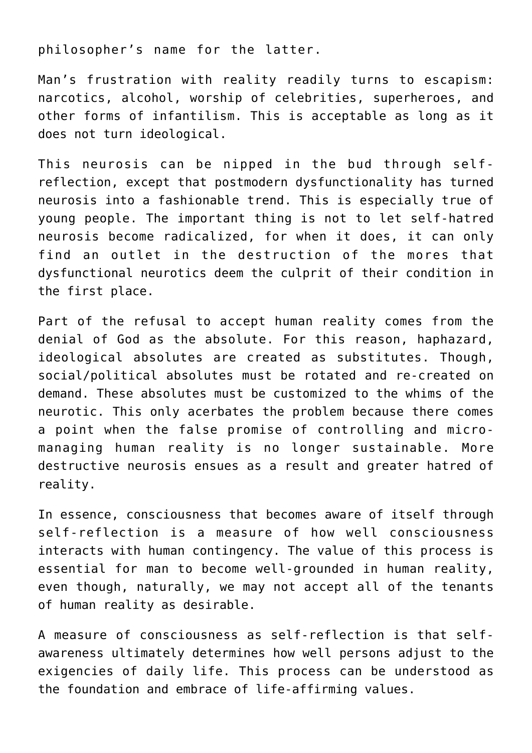philosopher's name for the latter.

Man's frustration with reality readily turns to escapism: narcotics, alcohol, worship of celebrities, superheroes, and other forms of infantilism. This is acceptable as long as it does not turn ideological.

This neurosis can be nipped in the bud through self-reflection, except that postmodern dysfunctionality has turned neurosis into a fashionable trend. This is especially true of young people. The important thing is not to let self-hatred neurosis become radicalized, for when it does, it can only find an outlet in the destruction of the mores that dysfunctional neurotics deem the culprit of their condition in the first place.

Part of the refusal to accept human reality comes from the denial of God as the absolute. For this reason, haphazard, ideological absolutes are created as substitutes. Though, social/political absolutes must be rotated and re-created on demand. These absolutes must be customized to the whims of the neurotic. This only acerbates the problem because there comes a point when the false promise of controlling and micro-managing human reality is no longer sustainable. More destructive neurosis ensues as a result and greater hatred of reality.

In essence, consciousness that becomes aware of itself through self-reflection is a measure of how well consciousness interacts with human contingency. The value of this process is essential for man to become well-grounded in human reality, even though, naturally, we may not accept all of the tenants of human reality as desirable.

A measure of consciousness as self-reflection is that self-awareness ultimately determines how well persons adjust to the exigencies of daily life. This process can be understood as the foundation and embrace of life-affirming values.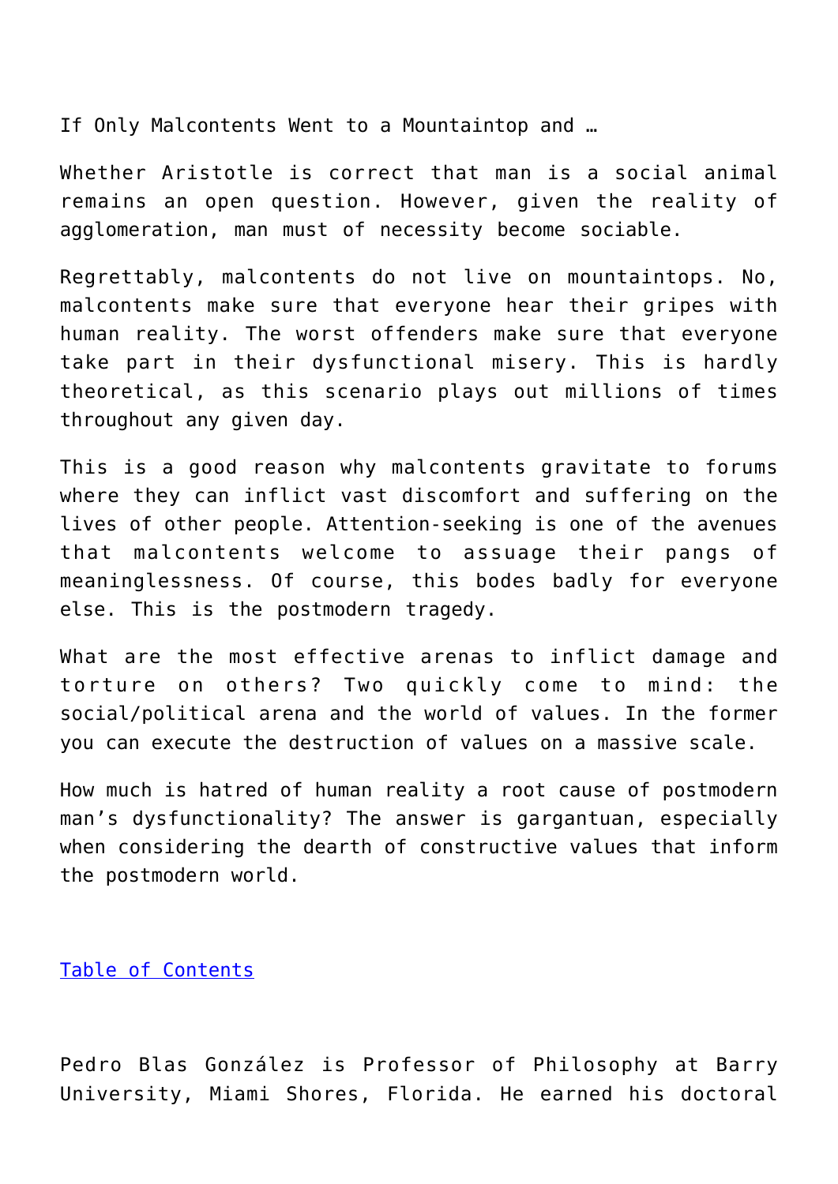If Only Malcontents Went to a Mountaintop and …

Whether Aristotle is correct that man is a social animal remains an open question. However, given the reality of agglomeration, man must of necessity become sociable.

Regrettably, malcontents do not live on mountaintops. No, malcontents make sure that everyone hear their gripes with human reality. The worst offenders make sure that everyone take part in their dysfunctional misery. This is hardly theoretical, as this scenario plays out millions of times throughout any given day.

This is a good reason why malcontents gravitate to forums where they can inflict vast discomfort and suffering on the lives of other people. Attention-seeking is one of the avenues that malcontents welcome to assuage their pangs of meaninglessness. Of course, this bodes badly for everyone else. This is the postmodern tragedy.

What are the most effective arenas to inflict damage and torture on others? Two quickly come to mind: the social/political arena and the world of values. In the former you can execute the destruction of values on a massive scale.

How much is hatred of human reality a root cause of postmodern man's dysfunctionality? The answer is gargantuan, especially when considering the dearth of constructive values that inform the postmodern world.

[Table of Contents]()

Pedro Blas González is Professor of Philosophy at Barry University, Miami Shores, Florida. He earned his doctoral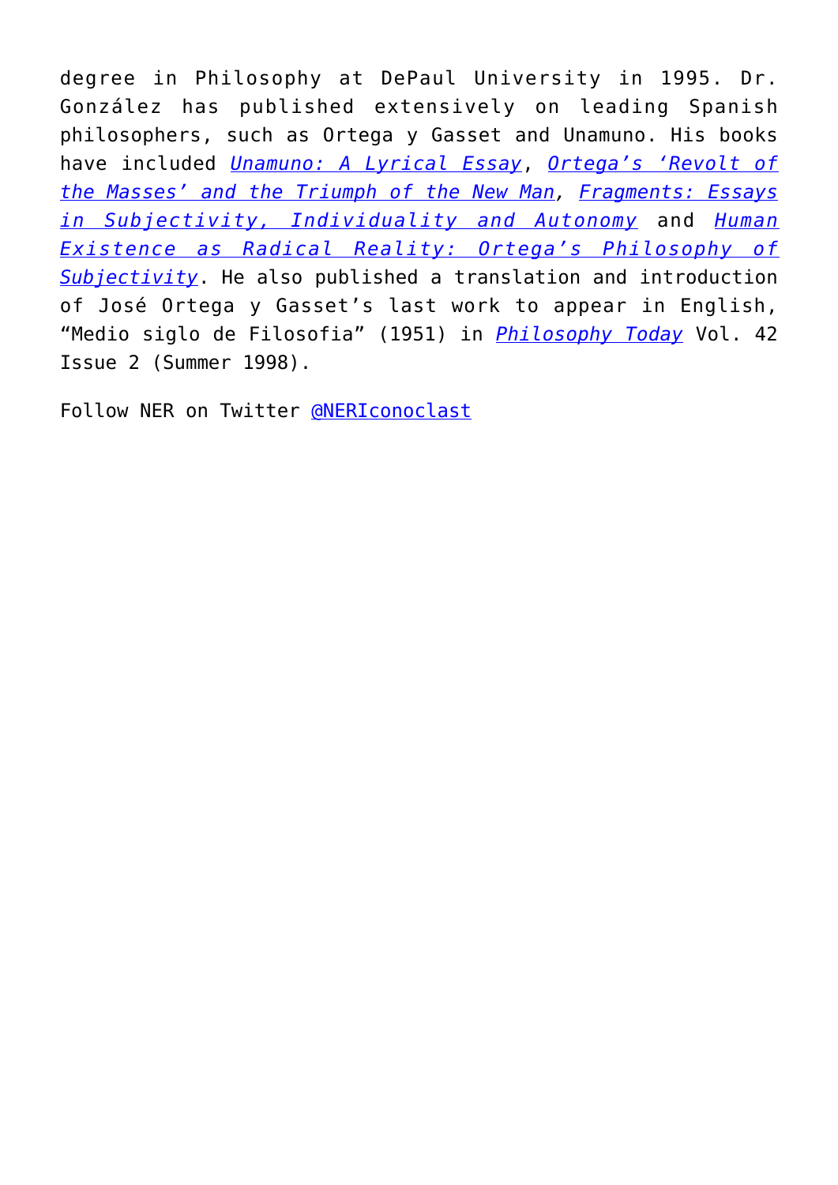degree in Philosophy at DePaul University in 1995. Dr. González has published extensively on leading Spanish philosophers, such as Ortega y Gasset and Unamuno. His books have included *Unamuno: A Lyrical Essay*, *Ortega's 'Revolt of the Masses' and the Triumph of the New Man*, *Fragments: Essays in Subjectivity, Individuality and Autonomy* and *Human Existence as Radical Reality: Ortega's Philosophy of Subjectivity*. He also published a translation and introduction of José Ortega y Gasset's last work to appear in English, "Medio siglo de Filosofia" (1951) in *Philosophy Today* Vol. 42 Issue 2 (Summer 1998).

Follow NER on Twitter @NERIconoclast